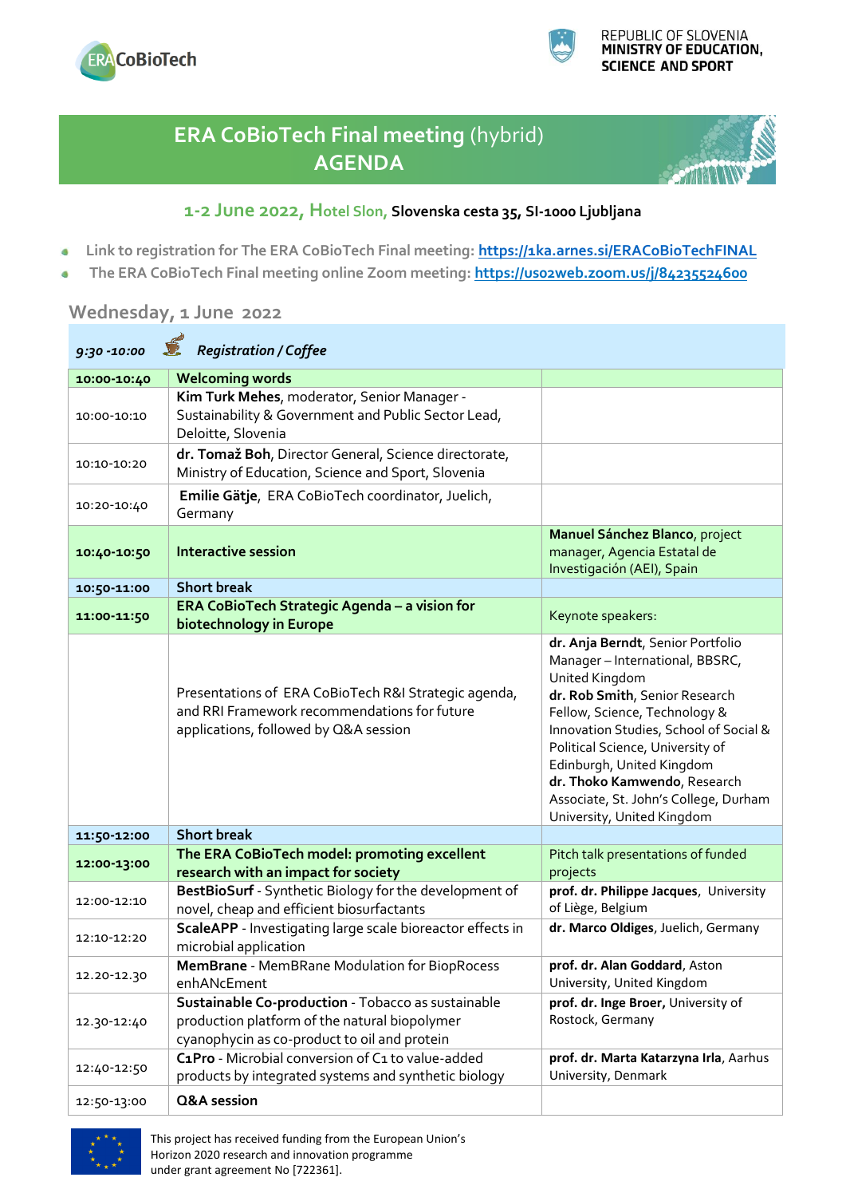ERA CoBioTech

REPUBLIC OF SLOVENIA
**MINISTRY OF EDUCATION, SCIENCE AND SPORT**

# ERA CoBioTech Final meeting (hybrid) AGENDA

## 1-2 June 2022, Hotel Slon, Slovenska cesta 35, SI-1000 Ljubljana

- Link to registration for The ERA CoBioTech Final meeting: **https://1ka.arnes.si/ERACoBioTechFINAL**
- The ERA CoBioTech Final meeting online Zoom meeting: **https://us02web.zoom.us/j/84235524600**

## Wednesday, 1 June 2022

| *9:30 -10:00* | ***Registration / Coffee*** | |
|---|---|---|
| **10:00-10:40** | **Welcoming words** | |
| 10:00-10:10 | **Kim Turk Mehes**, moderator, Senior Manager - Sustainability & Government and Public Sector Lead, Deloitte, Slovenia | |
| 10:10-10:20 | **dr. Tomaž Boh**, Director General, Science directorate, Ministry of Education, Science and Sport, Slovenia | |
| 10:20-10:40 | **Emilie Gätje**, ERA CoBioTech coordinator, Juelich, Germany | |
| **10:40-10:50** | **Interactive session** | **Manuel Sánchez Blanco**, project manager, Agencia Estatal de Investigación (AEI), Spain |
| **10:50-11:00** | **Short break** | |
| **11:00-11:50** | **ERA CoBioTech Strategic Agenda – a vision for biotechnology in Europe** | Keynote speakers: |
| | Presentations of ERA CoBioTech R&I Strategic agenda, and RRI Framework recommendations for future applications, followed by Q&A session | **dr. Anja Berndt**, Senior Portfolio Manager – International, BBSRC, United Kingdom<br>**dr. Rob Smith**, Senior Research Fellow, Science, Technology & Innovation Studies, School of Social & Political Science, University of Edinburgh, United Kingdom<br>**dr. Thoko Kamwendo**, Research Associate, St. John's College, Durham University, United Kingdom |
| **11:50-12:00** | **Short break** | |
| **12:00-13:00** | **The ERA CoBioTech model: promoting excellent research with an impact for society** | Pitch talk presentations of funded projects |
| 12:00-12:10 | **BestBioSurf** - Synthetic Biology for the development of novel, cheap and efficient biosurfactants | **prof. dr. Philippe Jacques**, University of Liège, Belgium |
| 12:10-12:20 | **ScaleAPP** - Investigating large scale bioreactor effects in microbial application | **dr. Marco Oldiges**, Juelich, Germany |
| 12.20-12.30 | **MemBrane** - MemBRane Modulation for BiopRocess enhANcEment | **prof. dr. Alan Goddard**, Aston University, United Kingdom |
| 12.30-12:40 | **Sustainable Co-production** - Tobacco as sustainable production platform of the natural biopolymer cyanophycin as co-product to oil and protein | **prof. dr. Inge Broer**, University of Rostock, Germany |
| 12:40-12:50 | **C1Pro** - Microbial conversion of C1 to value-added products by integrated systems and synthetic biology | **prof. dr. Marta Katarzyna Irla**, Aarhus University, Denmark |
| 12:50-13:00 | **Q&A session** | |

This project has received funding from the European Union's Horizon 2020 research and innovation programme under grant agreement No [722361].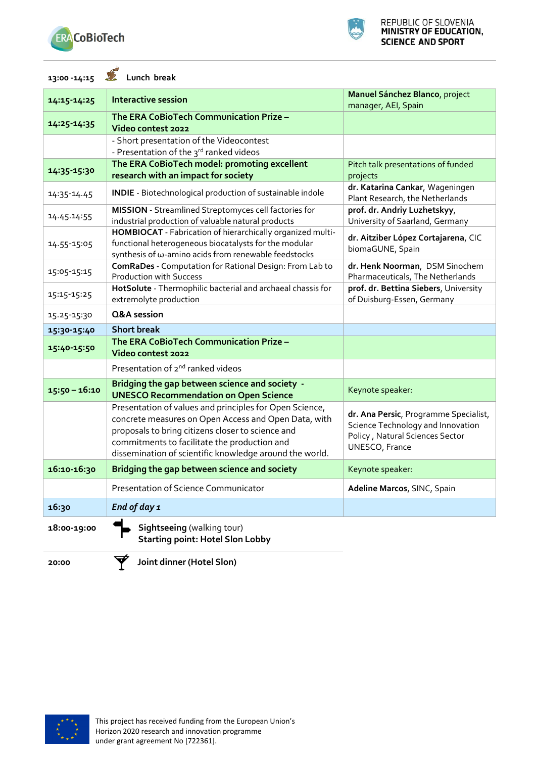**13:00 -14:15** Lunch break

| | | |
|---|---|---|
| **14:15-14:25** | **Interactive session** | **Manuel Sánchez Blanco**, project manager, AEI, Spain |
| **14:25-14:35** | **The ERA CoBioTech Communication Prize – Video contest 2022** | |
| | - Short presentation of the Videocontest<br>- Presentation of the 3rd ranked videos | |
| **14:35-15:30** | **The ERA CoBioTech model: promoting excellent research with an impact for society** | Pitch talk presentations of funded projects |
| 14:35-14.45 | **INDIE** - Biotechnological production of sustainable indole | **dr. Katarina Cankar**, Wageningen Plant Research, the Netherlands |
| 14.45-14:55 | **MISSION** - Streamlined Streptomyces cell factories for industrial production of valuable natural products | **prof. dr. Andriy Luzhetskyy**, University of Saarland, Germany |
| 14.55-15:05 | **HOMBIOCAT** - Fabrication of hierarchically organized multi-functional heterogeneous biocatalysts for the modular synthesis of ω-amino acids from renewable feedstocks | **dr. Aitziber López Cortajarena**, CIC biomaGUNE, Spain |
| 15:05-15:15 | **ComRaDes** - Computation for Rational Design: From Lab to Production with Success | **dr. Henk Noorman**, DSM Sinochem Pharmaceuticals, The Netherlands |
| 15:15-15:25 | **HotSolute** - Thermophilic bacterial and archaeal chassis for extremolyte production | **prof. dr. Bettina Siebers**, University of Duisburg-Essen, Germany |
| 15.25-15:30 | **Q&A session** | |
| **15:30-15:40** | **Short break** | |
| **15:40-15:50** | **The ERA CoBioTech Communication Prize – Video contest 2022** | |
| | Presentation of 2nd ranked videos | |
| **15:50 – 16:10** | **Bridging the gap between science and society - UNESCO Recommendation on Open Science** | Keynote speaker: |
| | Presentation of values and principles for Open Science, concrete measures on Open Access and Open Data, with proposals to bring citizens closer to science and commitments to facilitate the production and dissemination of scientific knowledge around the world. | **dr. Ana Persic**, Programme Specialist, Science Technology and Innovation Policy , Natural Sciences Sector UNESCO, France |
| **16:10-16:30** | **Bridging the gap between science and society** | Keynote speaker: |
| | Presentation of Science Communicator | **Adeline Marcos**, SINC, Spain |
| **16:30** | ***End of day 1*** | |

**18:00-19:00** **Sightseeing** (walking tour)
**Starting point: Hotel Slon Lobby**

**20:00** **Joint dinner (Hotel Slon)**

This project has received funding from the European Union's Horizon 2020 research and innovation programme under grant agreement No [722361].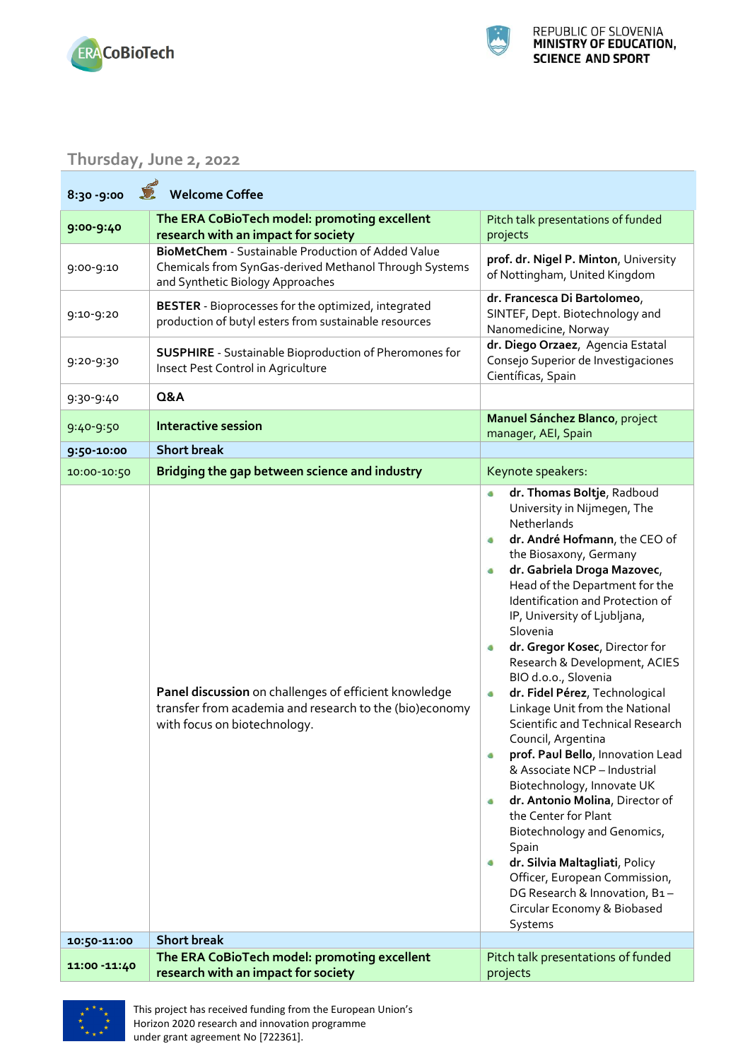REPUBLIC OF SLOVENIA
**MINISTRY OF EDUCATION, SCIENCE AND SPORT**

## Thursday, June 2, 2022

| | | |
|---|---|---|
| **8:30 -9:00** | **Welcome Coffee** | |
| **9:00-9:40** | **The ERA CoBioTech model: promoting excellent research with an impact for society** | Pitch talk presentations of funded projects |
| 9:00-9:10 | **BioMetChem** - Sustainable Production of Added Value Chemicals from SynGas-derived Methanol Through Systems and Synthetic Biology Approaches | **prof. dr. Nigel P. Minton**, University of Nottingham, United Kingdom |
| 9:10-9:20 | **BESTER** - Bioprocesses for the optimized, integrated production of butyl esters from sustainable resources | **dr. Francesca Di Bartolomeo**, SINTEF, Dept. Biotechnology and Nanomedicine, Norway |
| 9:20-9:30 | **SUSPHIRE** - Sustainable Bioproduction of Pheromones for Insect Pest Control in Agriculture | **dr. Diego Orzaez**, Agencia Estatal Consejo Superior de Investigaciones Científicas, Spain |
| 9:30-9:40 | **Q&A** | |
| 9:40-9:50 | **Interactive session** | **Manuel Sánchez Blanco**, project manager, AEI, Spain |
| **9:50-10:00** | **Short break** | |
| 10:00-10:50 | **Bridging the gap between science and industry** | Keynote speakers: |
| | **Panel discussion** on challenges of efficient knowledge transfer from academia and research to the (bio)economy with focus on biotechnology. | • **dr. Thomas Boltje**, Radboud University in Nijmegen, The Netherlands<br>• **dr. André Hofmann**, the CEO of the Biosaxony, Germany<br>• **dr. Gabriela Droga Mazovec**, Head of the Department for the Identification and Protection of IP, University of Ljubljana, Slovenia<br>• **dr. Gregor Kosec**, Director for Research & Development, ACIES BIO d.o.o., Slovenia<br>• **dr. Fidel Pérez**, Technological Linkage Unit from the National Scientific and Technical Research Council, Argentina<br>• **prof. Paul Bello**, Innovation Lead & Associate NCP – Industrial Biotechnology, Innovate UK<br>• **dr. Antonio Molina**, Director of the Center for Plant Biotechnology and Genomics, Spain<br>• **dr. Silvia Maltagliati**, Policy Officer, European Commission, DG Research & Innovation, B1 – Circular Economy & Biobased Systems |
| **10:50-11:00** | **Short break** | |
| **11:00 -11:40** | **The ERA CoBioTech model: promoting excellent research with an impact for society** | Pitch talk presentations of funded projects |

This project has received funding from the European Union's Horizon 2020 research and innovation programme under grant agreement No [722361].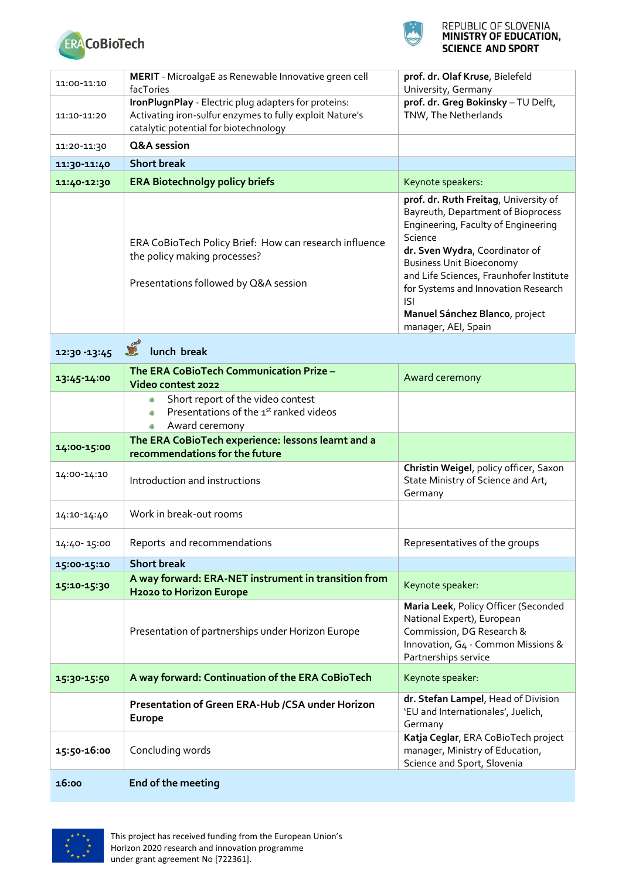| | | |
|---|---|---|
| 11:00-11:10 | **MERIT** - MicroalgaE as Renewable Innovative green cell facTories | **prof. dr. Olaf Kruse**, Bielefeld University, Germany |
| 11:10-11:20 | **IronPlugnPlay** - Electric plug adapters for proteins: Activating iron-sulfur enzymes to fully exploit Nature's catalytic potential for biotechnology | **prof. dr. Greg Bokinsky** – TU Delft, TNW, The Netherlands |
| 11:20-11:30 | **Q&A session** | |
| **11:30-11:40** | **Short break** | |
| **11:40-12:30** | **ERA Biotechnolgy policy briefs** | Keynote speakers: |
| | ERA CoBioTech Policy Brief: How can research influence the policy making processes?<br><br>Presentations followed by Q&A session | **prof. dr. Ruth Freitag**, University of Bayreuth, Department of Bioprocess Engineering, Faculty of Engineering Science<br>**dr. Sven Wydra**, Coordinator of Business Unit Bioeconomy and Life Sciences, Fraunhofer Institute for Systems and Innovation Research ISI<br>**Manuel Sánchez Blanco**, project manager, AEI, Spain |
| **12:30 -13:45** | **lunch break** | |
| **13:45-14:00** | **The ERA CoBioTech Communication Prize – Video contest 2022** | Award ceremony |
| | • Short report of the video contest<br>• Presentations of the 1st ranked videos<br>• Award ceremony | |
| **14:00-15:00** | **The ERA CoBioTech experience: lessons learnt and a recommendations for the future** | |
| 14:00-14:10 | Introduction and instructions | **Christin Weigel**, policy officer, Saxon State Ministry of Science and Art, Germany |
| 14:10-14:40 | Work in break-out rooms | |
| 14:40- 15:00 | Reports and recommendations | Representatives of the groups |
| **15:00-15:10** | **Short break** | |
| **15:10-15:30** | **A way forward: ERA-NET instrument in transition from H2020 to Horizon Europe** | Keynote speaker: |
| | Presentation of partnerships under Horizon Europe | **Maria Leek**, Policy Officer (Seconded National Expert), European Commission, DG Research & Innovation, G4 - Common Missions & Partnerships service |
| **15:30-15:50** | **A way forward: Continuation of the ERA CoBioTech** | Keynote speaker: |
| | **Presentation of Green ERA-Hub /CSA under Horizon Europe** | **dr. Stefan Lampel**, Head of Division 'EU and Internationales', Juelich, Germany |
| **15:50-16:00** | Concluding words | **Katja Ceglar**, ERA CoBioTech project manager, Ministry of Education, Science and Sport, Slovenia |
| **16:00** | **End of the meeting** | |

This project has received funding from the European Union's Horizon 2020 research and innovation programme under grant agreement No [722361].